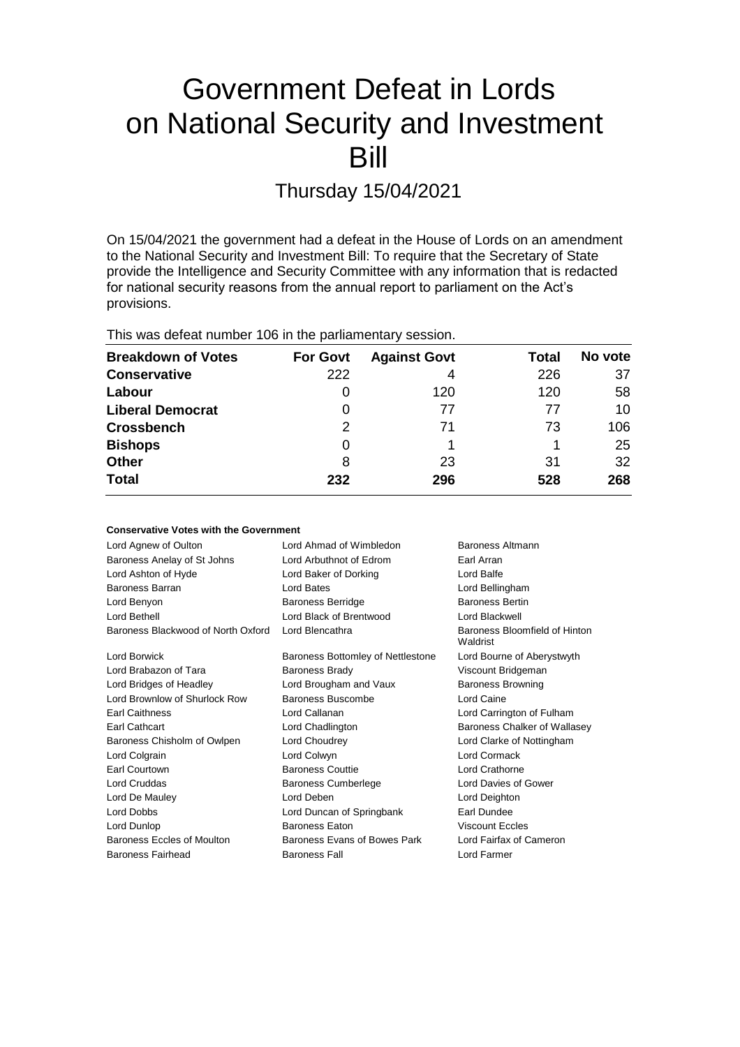# Government Defeat in Lords on National Security and Investment Bill

## Thursday 15/04/2021

On 15/04/2021 the government had a defeat in the House of Lords on an amendment to the National Security and Investment Bill: To require that the Secretary of State provide the Intelligence and Security Committee with any information that is redacted for national security reasons from the annual report to parliament on the Act's provisions.

This was defeat number 106 in the parliamentary session.

| Breakdown of Votes | For Govt | Against Govt | Total | No vote |
|---|---|---|---|---|
| **Conservative** | 222 | 4 | 226 | 37 |
| **Labour** | 0 | 120 | 120 | 58 |
| **Liberal Democrat** | 0 | 77 | 77 | 10 |
| **Crossbench** | 2 | 71 | 73 | 106 |
| **Bishops** | 0 | 1 | 1 | 25 |
| **Other** | 8 | 23 | 31 | 32 |
| **Total** | **232** | **296** | **528** | **268** |

### Conservative Votes with the Government

| | | |
|---|---|---|
| Lord Agnew of Oulton | Lord Ahmad of Wimbledon | Baroness Altmann |
| Baroness Anelay of St Johns | Lord Arbuthnot of Edrom | Earl Arran |
| Lord Ashton of Hyde | Lord Baker of Dorking | Lord Balfe |
| Baroness Barran | Lord Bates | Lord Bellingham |
| Lord Benyon | Baroness Berridge | Baroness Bertin |
| Lord Bethell | Lord Black of Brentwood | Lord Blackwell |
| Baroness Blackwood of North Oxford | Lord Blencathra | Baroness Bloomfield of Hinton Waldrist |
| Lord Borwick | Baroness Bottomley of Nettlestone | Lord Bourne of Aberystwyth |
| Lord Brabazon of Tara | Baroness Brady | Viscount Bridgeman |
| Lord Bridges of Headley | Lord Brougham and Vaux | Baroness Browning |
| Lord Brownlow of Shurlock Row | Baroness Buscombe | Lord Caine |
| Earl Caithness | Lord Callanan | Lord Carrington of Fulham |
| Earl Cathcart | Lord Chadlington | Baroness Chalker of Wallasey |
| Baroness Chisholm of Owlpen | Lord Choudrey | Lord Clarke of Nottingham |
| Lord Colgrain | Lord Colwyn | Lord Cormack |
| Earl Courtown | Baroness Couttie | Lord Crathorne |
| Lord Cruddas | Baroness Cumberlege | Lord Davies of Gower |
| Lord De Mauley | Lord Deben | Lord Deighton |
| Lord Dobbs | Lord Duncan of Springbank | Earl Dundee |
| Lord Dunlop | Baroness Eaton | Viscount Eccles |
| Baroness Eccles of Moulton | Baroness Evans of Bowes Park | Lord Fairfax of Cameron |
| Baroness Fairhead | Baroness Fall | Lord Farmer |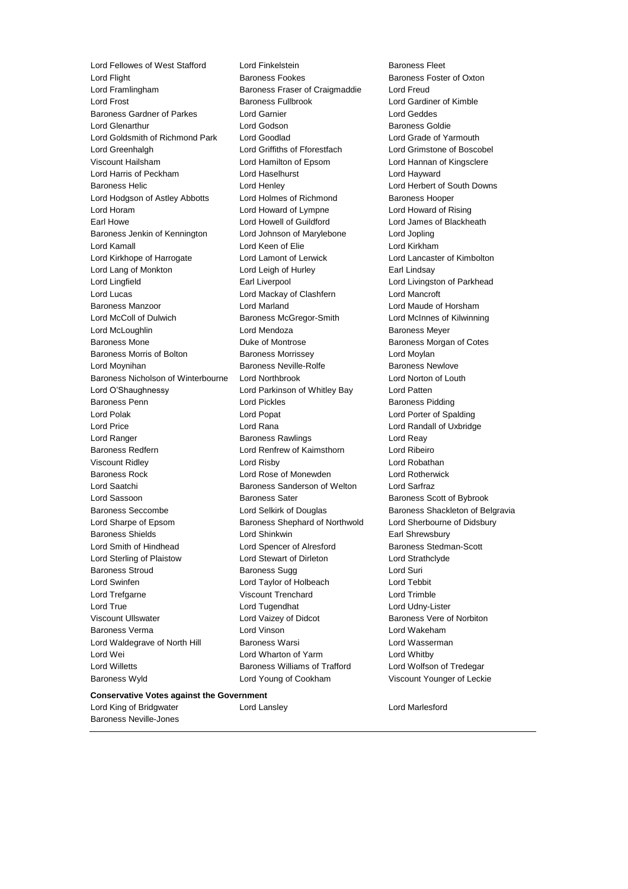Lord Fellowes of West Stafford
Lord Finkelstein
Baroness Fleet
Lord Flight
Baroness Fookes
Baroness Foster of Oxton
Lord Framlingham
Baroness Fraser of Craigmaddie
Lord Freud
Lord Frost
Baroness Fullbrook
Lord Gardiner of Kimble
Baroness Gardner of Parkes
Lord Garnier
Lord Geddes
Lord Glenarthur
Lord Godson
Baroness Goldie
Lord Goldsmith of Richmond Park
Lord Goodlad
Lord Grade of Yarmouth
Lord Greenhalgh
Lord Griffiths of Fforestfach
Lord Grimstone of Boscobel
Viscount Hailsham
Lord Hamilton of Epsom
Lord Hannan of Kingsclere
Lord Harris of Peckham
Lord Haselhurst
Lord Hayward
Baroness Helic
Lord Henley
Lord Herbert of South Downs
Lord Hodgson of Astley Abbotts
Lord Holmes of Richmond
Baroness Hooper
Lord Horam
Lord Howard of Lympne
Lord Howard of Rising
Earl Howe
Lord Howell of Guildford
Lord James of Blackheath
Baroness Jenkin of Kennington
Lord Johnson of Marylebone
Lord Jopling
Lord Kamall
Lord Keen of Elie
Lord Kirkham
Lord Kirkhope of Harrogate
Lord Lamont of Lerwick
Lord Lancaster of Kimbolton
Lord Lang of Monkton
Lord Leigh of Hurley
Earl Lindsay
Lord Lingfield
Earl Liverpool
Lord Livingston of Parkhead
Lord Lucas
Lord Mackay of Clashfern
Lord Mancroft
Baroness Manzoor
Lord Marland
Lord Maude of Horsham
Lord McColl of Dulwich
Baroness McGregor-Smith
Lord McInnes of Kilwinning
Lord McLoughlin
Lord Mendoza
Baroness Meyer
Baroness Mone
Duke of Montrose
Baroness Morgan of Cotes
Baroness Morris of Bolton
Baroness Morrissey
Lord Moylan
Lord Moynihan
Baroness Neville-Rolfe
Baroness Newlove
Baroness Nicholson of Winterbourne
Lord Northbrook
Lord Norton of Louth
Lord O'Shaughnessy
Lord Parkinson of Whitley Bay
Lord Patten
Baroness Penn
Lord Pickles
Baroness Pidding
Lord Polak
Lord Popat
Lord Porter of Spalding
Lord Price
Lord Rana
Lord Randall of Uxbridge
Lord Ranger
Baroness Rawlings
Lord Reay
Baroness Redfern
Lord Renfrew of Kaimsthorn
Lord Ribeiro
Viscount Ridley
Lord Risby
Lord Robathan
Baroness Rock
Lord Rose of Monewden
Lord Rotherwick
Lord Saatchi
Baroness Sanderson of Welton
Lord Sarfraz
Lord Sassoon
Baroness Sater
Baroness Scott of Bybrook
Baroness Seccombe
Lord Selkirk of Douglas
Baroness Shackleton of Belgravia
Lord Sharpe of Epsom
Baroness Shephard of Northwold
Lord Sherbourne of Didsbury
Baroness Shields
Lord Shinkwin
Earl Shrewsbury
Lord Smith of Hindhead
Lord Spencer of Alresford
Baroness Stedman-Scott
Lord Sterling of Plaistow
Lord Stewart of Dirleton
Lord Strathclyde
Baroness Stroud
Baroness Sugg
Lord Suri
Lord Swinfen
Lord Taylor of Holbeach
Lord Tebbit
Lord Trefgarne
Viscount Trenchard
Lord Trimble
Lord True
Lord Tugendhat
Lord Udny-Lister
Viscount Ullswater
Lord Vaizey of Didcot
Baroness Vere of Norbiton
Baroness Verma
Lord Vinson
Lord Wakeham
Lord Waldegrave of North Hill
Baroness Warsi
Lord Wasserman
Lord Wei
Lord Wharton of Yarm
Lord Whitby
Lord Willetts
Baroness Williams of Trafford
Lord Wolfson of Tredegar
Baroness Wyld
Lord Young of Cookham
Viscount Younger of Leckie

**Conservative Votes against the Government**

Lord King of Bridgwater
Lord Lansley
Lord Marlesford
Baroness Neville-Jones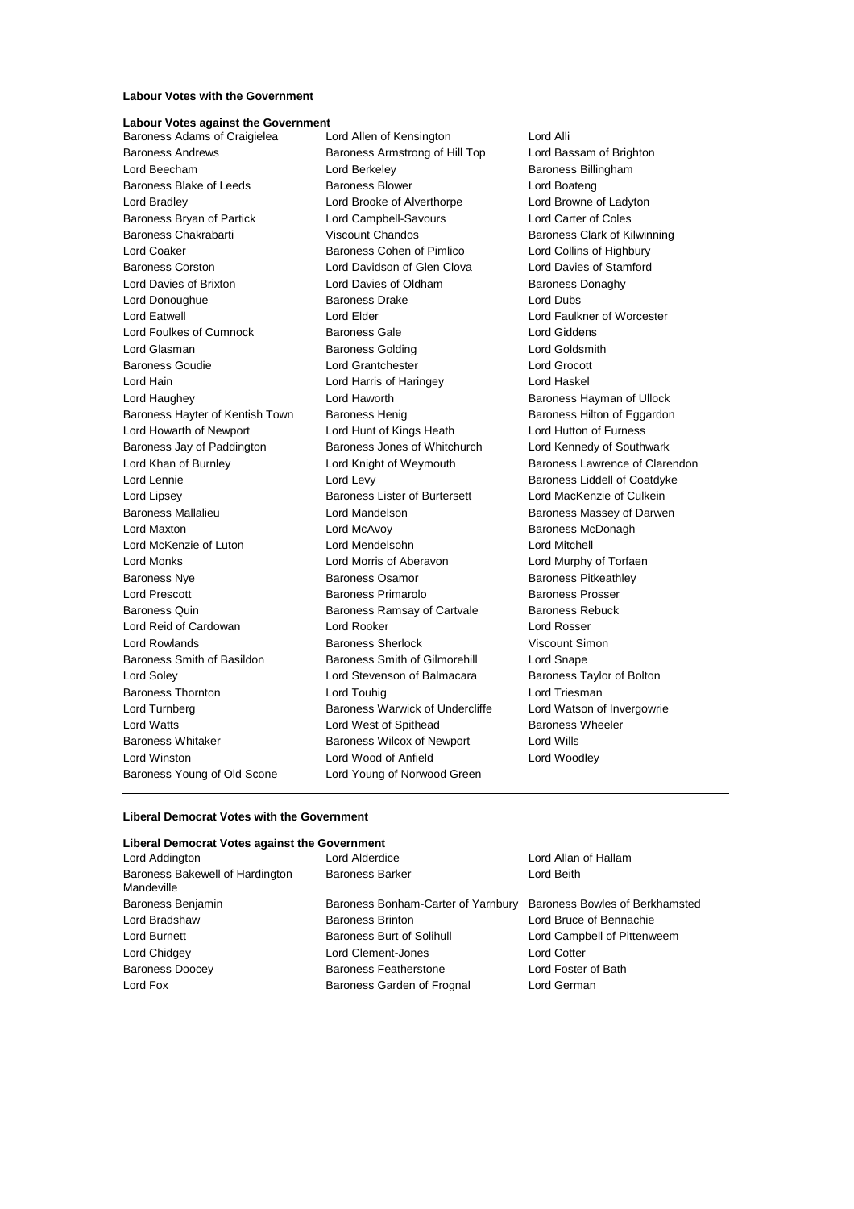**Labour Votes with the Government**

**Labour Votes against the Government**

Baroness Adams of Craigielea
Lord Allen of Kensington
Lord Alli
Baroness Andrews
Baroness Armstrong of Hill Top
Lord Bassam of Brighton
Lord Beecham
Lord Berkeley
Baroness Billingham
Baroness Blake of Leeds
Baroness Blower
Lord Boateng
Lord Bradley
Lord Brooke of Alverthorpe
Lord Browne of Ladyton
Baroness Bryan of Partick
Lord Campbell-Savours
Lord Carter of Coles
Baroness Chakrabarti
Viscount Chandos
Baroness Clark of Kilwinning
Lord Coaker
Baroness Cohen of Pimlico
Lord Collins of Highbury
Baroness Corston
Lord Davidson of Glen Clova
Lord Davies of Stamford
Lord Davies of Brixton
Lord Davies of Oldham
Baroness Donaghy
Lord Donoughue
Baroness Drake
Lord Dubs
Lord Eatwell
Lord Elder
Lord Faulkner of Worcester
Lord Foulkes of Cumnock
Baroness Gale
Lord Giddens
Lord Glasman
Baroness Golding
Lord Goldsmith
Baroness Goudie
Lord Grantchester
Lord Grocott
Lord Hain
Lord Harris of Haringey
Lord Haskel
Lord Haughey
Lord Haworth
Baroness Hayman of Ullock
Baroness Hayter of Kentish Town
Baroness Henig
Baroness Hilton of Eggardon
Lord Howarth of Newport
Lord Hunt of Kings Heath
Lord Hutton of Furness
Baroness Jay of Paddington
Baroness Jones of Whitchurch
Lord Kennedy of Southwark
Lord Khan of Burnley
Lord Knight of Weymouth
Baroness Lawrence of Clarendon
Lord Lennie
Lord Levy
Baroness Liddell of Coatdyke
Lord Lipsey
Baroness Lister of Burtersett
Lord MacKenzie of Culkein
Baroness Mallalieu
Lord Mandelson
Baroness Massey of Darwen
Lord Maxton
Lord McAvoy
Baroness McDonagh
Lord McKenzie of Luton
Lord Mendelsohn
Lord Mitchell
Lord Monks
Lord Morris of Aberavon
Lord Murphy of Torfaen
Baroness Nye
Baroness Osamor
Baroness Pitkeathley
Lord Prescott
Baroness Primarolo
Baroness Prosser
Baroness Quin
Baroness Ramsay of Cartvale
Baroness Rebuck
Lord Reid of Cardowan
Lord Rooker
Lord Rosser
Lord Rowlands
Baroness Sherlock
Viscount Simon
Baroness Smith of Basildon
Baroness Smith of Gilmorehill
Lord Snape
Lord Soley
Lord Stevenson of Balmacara
Baroness Taylor of Bolton
Baroness Thornton
Lord Touhig
Lord Triesman
Lord Turnberg
Baroness Warwick of Undercliffe
Lord Watson of Invergowrie
Lord Watts
Lord West of Spithead
Baroness Wheeler
Baroness Whitaker
Baroness Wilcox of Newport
Lord Wills
Lord Winston
Lord Wood of Anfield
Lord Woodley
Baroness Young of Old Scone
Lord Young of Norwood Green

---

**Liberal Democrat Votes with the Government**

**Liberal Democrat Votes against the Government**

Lord Addington
Lord Alderdice
Lord Allan of Hallam
Baroness Bakewell of Hardington Mandeville
Baroness Barker
Lord Beith
Baroness Benjamin
Baroness Bonham-Carter of Yarnbury
Baroness Bowles of Berkhamsted
Lord Bradshaw
Baroness Brinton
Lord Bruce of Bennachie
Lord Burnett
Baroness Burt of Solihull
Lord Campbell of Pittenweem
Lord Chidgey
Lord Clement-Jones
Lord Cotter
Baroness Doocey
Baroness Featherstone
Lord Foster of Bath
Lord Fox
Baroness Garden of Frognal
Lord German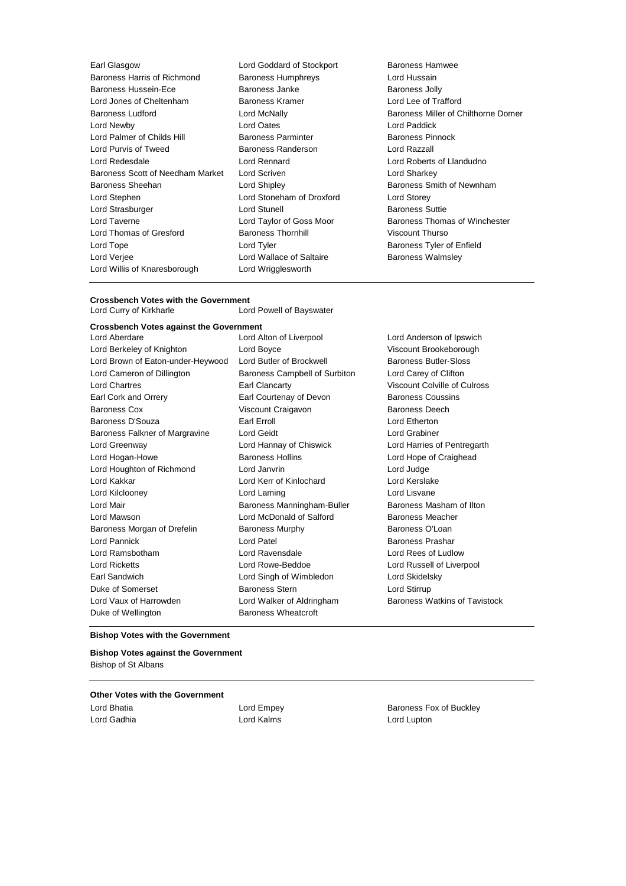Earl Glasgow Lord Goddard of Stockport Baroness Hamwee
Baroness Harris of Richmond Baroness Humphreys Lord Hussain
Baroness Hussein-Ece Baroness Janke Baroness Jolly
Lord Jones of Cheltenham Baroness Kramer Lord Lee of Trafford
Baroness Ludford Lord McNally Baroness Miller of Chilthorne Domer
Lord Newby Lord Oates Lord Paddick
Lord Palmer of Childs Hill Baroness Parminter Baroness Pinnock
Lord Purvis of Tweed Baroness Randerson Lord Razzall
Lord Redesdale Lord Rennard Lord Roberts of Llandudno
Baroness Scott of Needham Market Lord Scriven Lord Sharkey
Baroness Sheehan Lord Shipley Baroness Smith of Newnham
Lord Stephen Lord Stoneham of Droxford Lord Storey
Lord Strasburger Lord Stunell Baroness Suttie
Lord Taverne Lord Taylor of Goss Moor Baroness Thomas of Winchester
Lord Thomas of Gresford Baroness Thornhill Viscount Thurso
Lord Tope Lord Tyler Baroness Tyler of Enfield
Lord Verjee Lord Wallace of Saltaire Baroness Walmsley
Lord Willis of Knaresborough Lord Wrigglesworth

**Crossbench Votes with the Government**

Lord Curry of Kirkharle Lord Powell of Bayswater

**Crossbench Votes against the Government**

Lord Aberdare Lord Alton of Liverpool Lord Anderson of Ipswich
Lord Berkeley of Knighton Lord Boyce Viscount Brookeborough
Lord Brown of Eaton-under-Heywood Lord Butler of Brockwell Baroness Butler-Sloss
Lord Cameron of Dillington Baroness Campbell of Surbiton Lord Carey of Clifton
Lord Chartres Earl Clancarty Viscount Colville of Culross
Earl Cork and Orrery Earl Courtenay of Devon Baroness Coussins
Baroness Cox Viscount Craigavon Baroness Deech
Baroness D'Souza Earl Erroll Lord Etherton
Baroness Falkner of Margravine Lord Geidt Lord Grabiner
Lord Greenway Lord Hannay of Chiswick Lord Harries of Pentregarth
Lord Hogan-Howe Baroness Hollins Lord Hope of Craighead
Lord Houghton of Richmond Lord Janvrin Lord Judge
Lord Kakkar Lord Kerr of Kinlochard Lord Kerslake
Lord Kilclooney Lord Laming Lord Lisvane
Lord Mair Baroness Manningham-Buller Baroness Masham of Ilton
Lord Mawson Lord McDonald of Salford Baroness Meacher
Baroness Morgan of Drefelin Baroness Murphy Baroness O'Loan
Lord Pannick Lord Patel Baroness Prashar
Lord Ramsbotham Lord Ravensdale Lord Rees of Ludlow
Lord Ricketts Lord Rowe-Beddoe Lord Russell of Liverpool
Earl Sandwich Lord Singh of Wimbledon Lord Skidelsky
Duke of Somerset Baroness Stern Lord Stirrup
Lord Vaux of Harrowden Lord Walker of Aldringham Baroness Watkins of Tavistock
Duke of Wellington Baroness Wheatcroft

**Bishop Votes with the Government**

**Bishop Votes against the Government**

Bishop of St Albans

**Other Votes with the Government**

Lord Bhatia Lord Empey Baroness Fox of Buckley
Lord Gadhia Lord Kalms Lord Lupton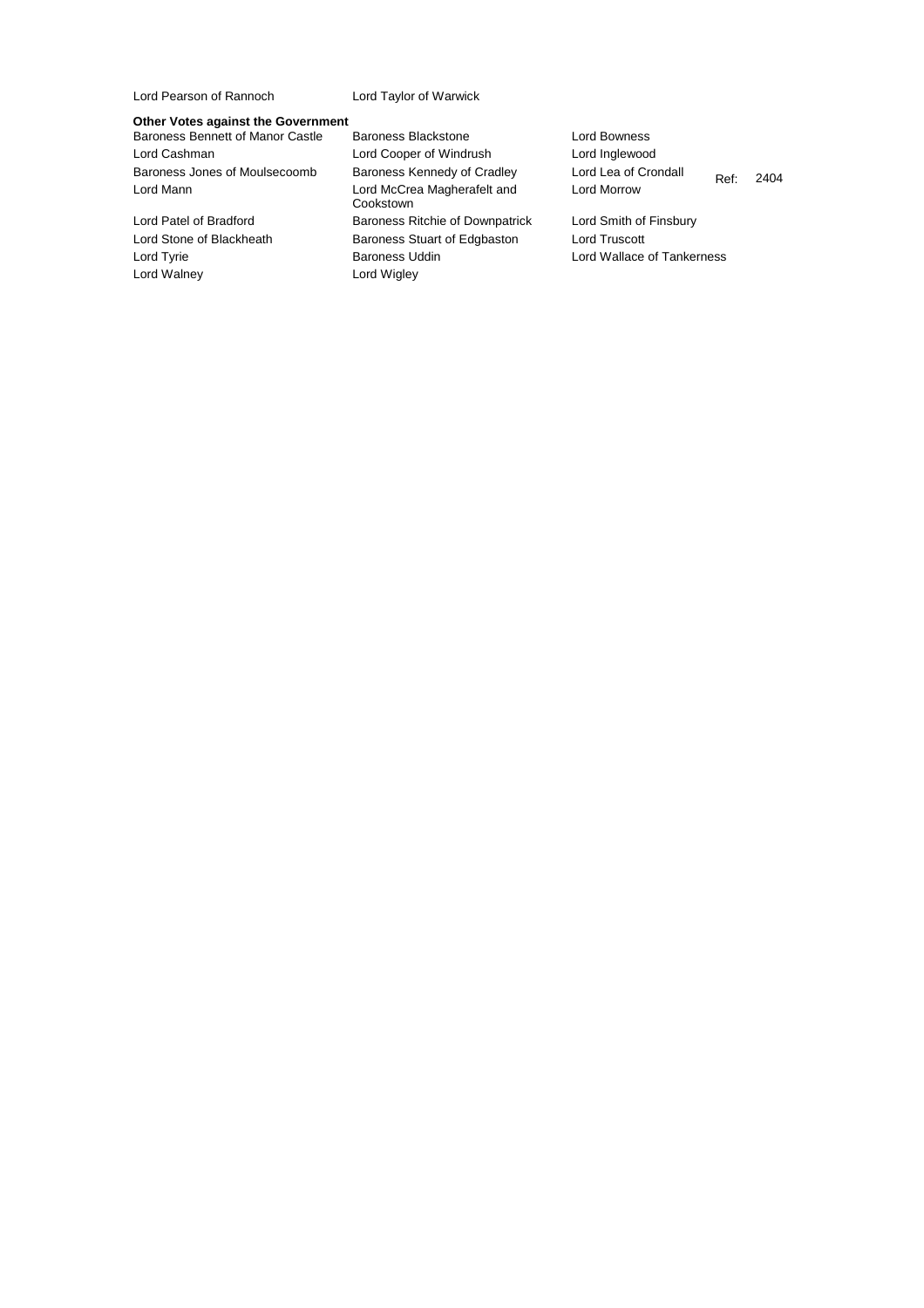Lord Pearson of Rannoch
Lord Taylor of Warwick

**Other Votes against the Government**

Baroness Bennett of Manor Castle
Baroness Blackstone
Lord Bowness
Lord Cashman
Lord Cooper of Windrush
Lord Inglewood
Baroness Jones of Moulsecoomb
Baroness Kennedy of Cradley
Lord Lea of Crondall
Lord Mann
Lord McCrea Magherafelt and Cookstown
Lord Morrow
Lord Patel of Bradford
Baroness Ritchie of Downpatrick
Lord Smith of Finsbury
Lord Stone of Blackheath
Baroness Stuart of Edgbaston
Lord Truscott
Lord Tyrie
Baroness Uddin
Lord Wallace of Tankerness
Lord Walney
Lord Wigley

Ref: 2404